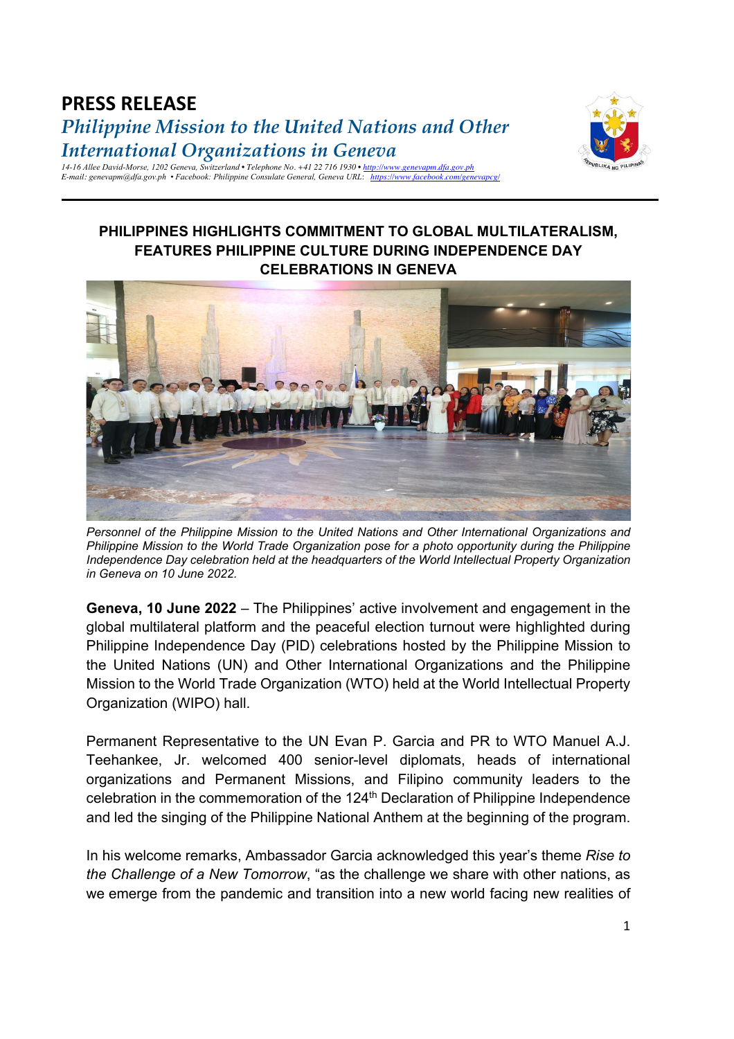# PRESS RELEASE

## *Philippine Mission to the United Nations and Other International Organizations in Geneva*

*14-16 Allee David-Morse, 1202 Geneva, Switzerland • Telephone No. +41 22 716 1930 • http://www.genevapm.dfa.gov.ph*
*E-mail: genevapm@dfa.gov.ph • Facebook: Philippine Consulate General, Geneva URL: https://www.facebook.com/genevapcg/*

---

### PHILIPPINES HIGHLIGHTS COMMITMENT TO GLOBAL MULTILATERALISM, FEATURES PHILIPPINE CULTURE DURING INDEPENDENCE DAY CELEBRATIONS IN GENEVA

*Personnel of the Philippine Mission to the United Nations and Other International Organizations and Philippine Mission to the World Trade Organization pose for a photo opportunity during the Philippine Independence Day celebration held at the headquarters of the World Intellectual Property Organization in Geneva on 10 June 2022.*

**Geneva, 10 June 2022** – The Philippines' active involvement and engagement in the global multilateral platform and the peaceful election turnout were highlighted during Philippine Independence Day (PID) celebrations hosted by the Philippine Mission to the United Nations (UN) and Other International Organizations and the Philippine Mission to the World Trade Organization (WTO) held at the World Intellectual Property Organization (WIPO) hall.

Permanent Representative to the UN Evan P. Garcia and PR to WTO Manuel A.J. Teehankee, Jr. welcomed 400 senior-level diplomats, heads of international organizations and Permanent Missions, and Filipino community leaders to the celebration in the commemoration of the 124th Declaration of Philippine Independence and led the singing of the Philippine National Anthem at the beginning of the program.

In his welcome remarks, Ambassador Garcia acknowledged this year's theme *Rise to the Challenge of a New Tomorrow*, "as the challenge we share with other nations, as we emerge from the pandemic and transition into a new world facing new realities of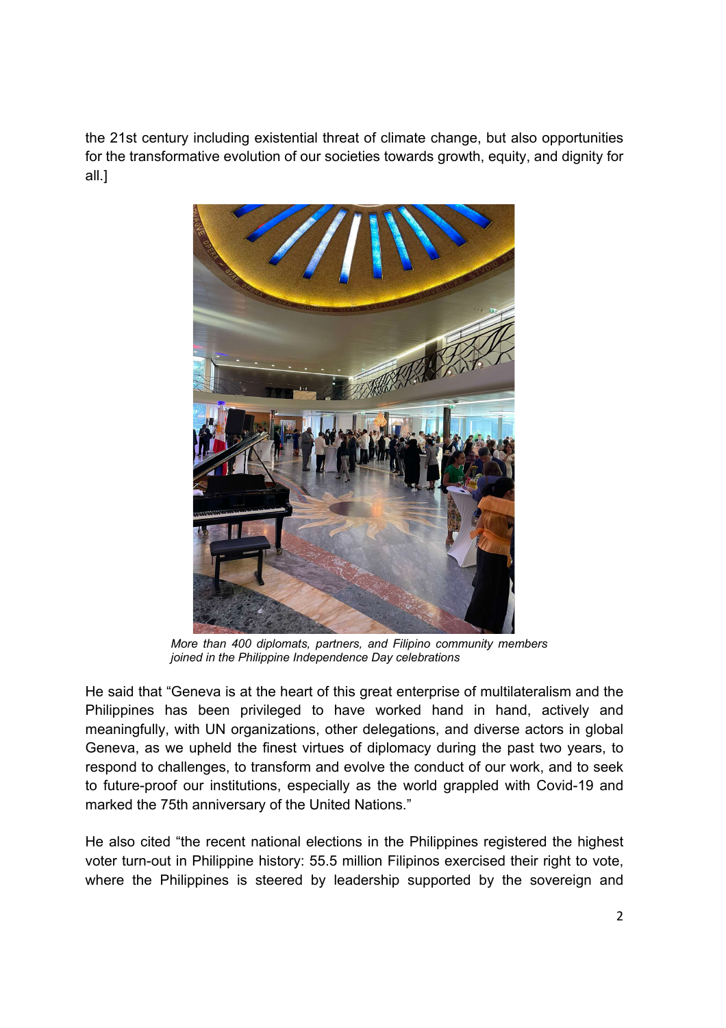the 21st century including existential threat of climate change, but also opportunities for the transformative evolution of our societies towards growth, equity, and dignity for all.]

*More than 400 diplomats, partners, and Filipino community members joined in the Philippine Independence Day celebrations*

He said that "Geneva is at the heart of this great enterprise of multilateralism and the Philippines has been privileged to have worked hand in hand, actively and meaningfully, with UN organizations, other delegations, and diverse actors in global Geneva, as we upheld the finest virtues of diplomacy during the past two years, to respond to challenges, to transform and evolve the conduct of our work, and to seek to future-proof our institutions, especially as the world grappled with Covid-19 and marked the 75th anniversary of the United Nations."

He also cited "the recent national elections in the Philippines registered the highest voter turn-out in Philippine history: 55.5 million Filipinos exercised their right to vote, where the Philippines is steered by leadership supported by the sovereign and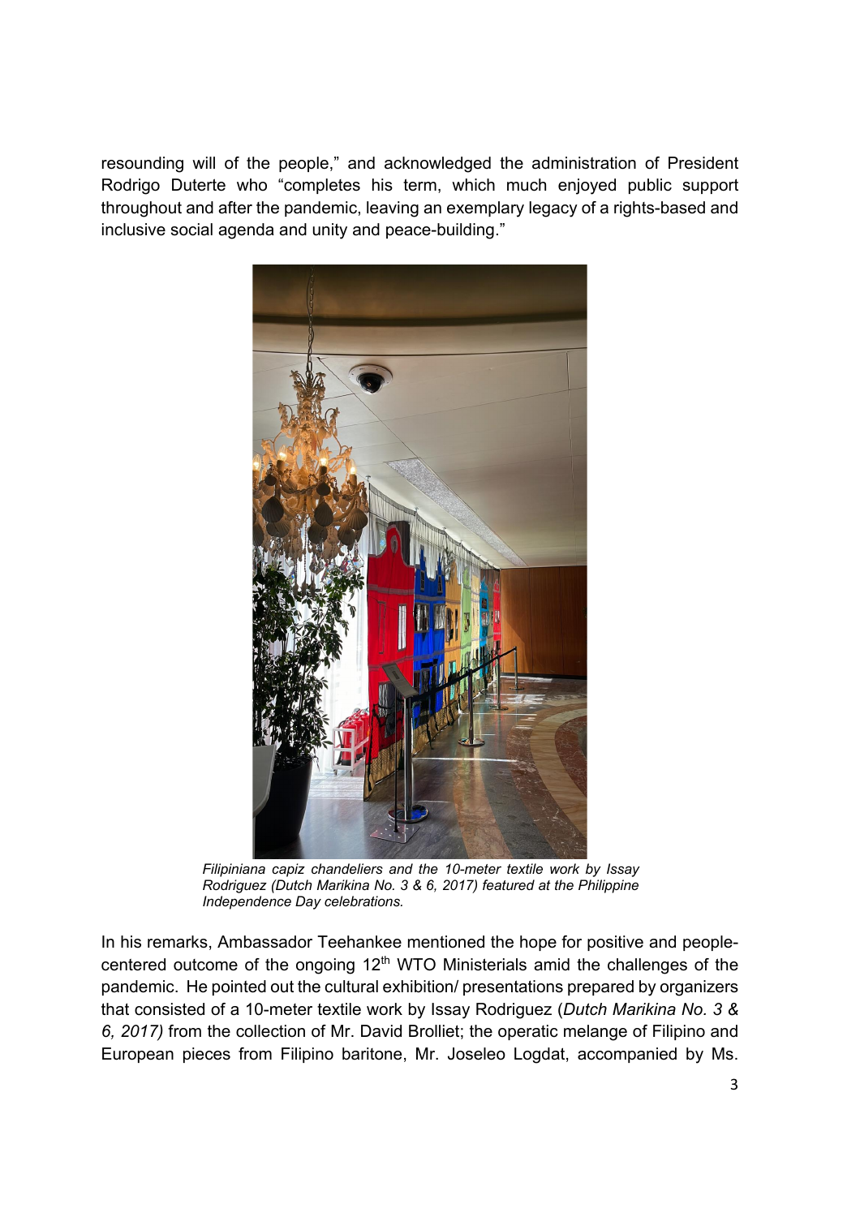resounding will of the people," and acknowledged the administration of President Rodrigo Duterte who "completes his term, which much enjoyed public support throughout and after the pandemic, leaving an exemplary legacy of a rights-based and inclusive social agenda and unity and peace-building."

*Filipiniana capiz chandeliers and the 10-meter textile work by Issay Rodriguez (Dutch Marikina No. 3 & 6, 2017) featured at the Philippine Independence Day celebrations.*

In his remarks, Ambassador Teehankee mentioned the hope for positive and people-centered outcome of the ongoing 12th WTO Ministerials amid the challenges of the pandemic. He pointed out the cultural exhibition/ presentations prepared by organizers that consisted of a 10-meter textile work by Issay Rodriguez (*Dutch Marikina No. 3 & 6, 2017)* from the collection of Mr. David Brolliet; the operatic melange of Filipino and European pieces from Filipino baritone, Mr. Joseleo Logdat, accompanied by Ms.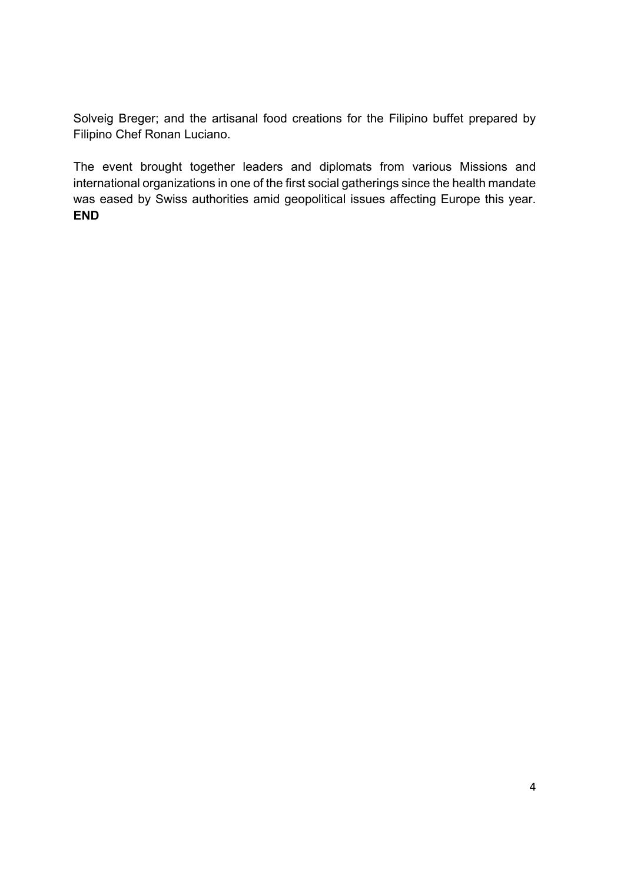Solveig Breger; and the artisanal food creations for the Filipino buffet prepared by Filipino Chef Ronan Luciano.

The event brought together leaders and diplomats from various Missions and international organizations in one of the first social gatherings since the health mandate was eased by Swiss authorities amid geopolitical issues affecting Europe this year. **END**